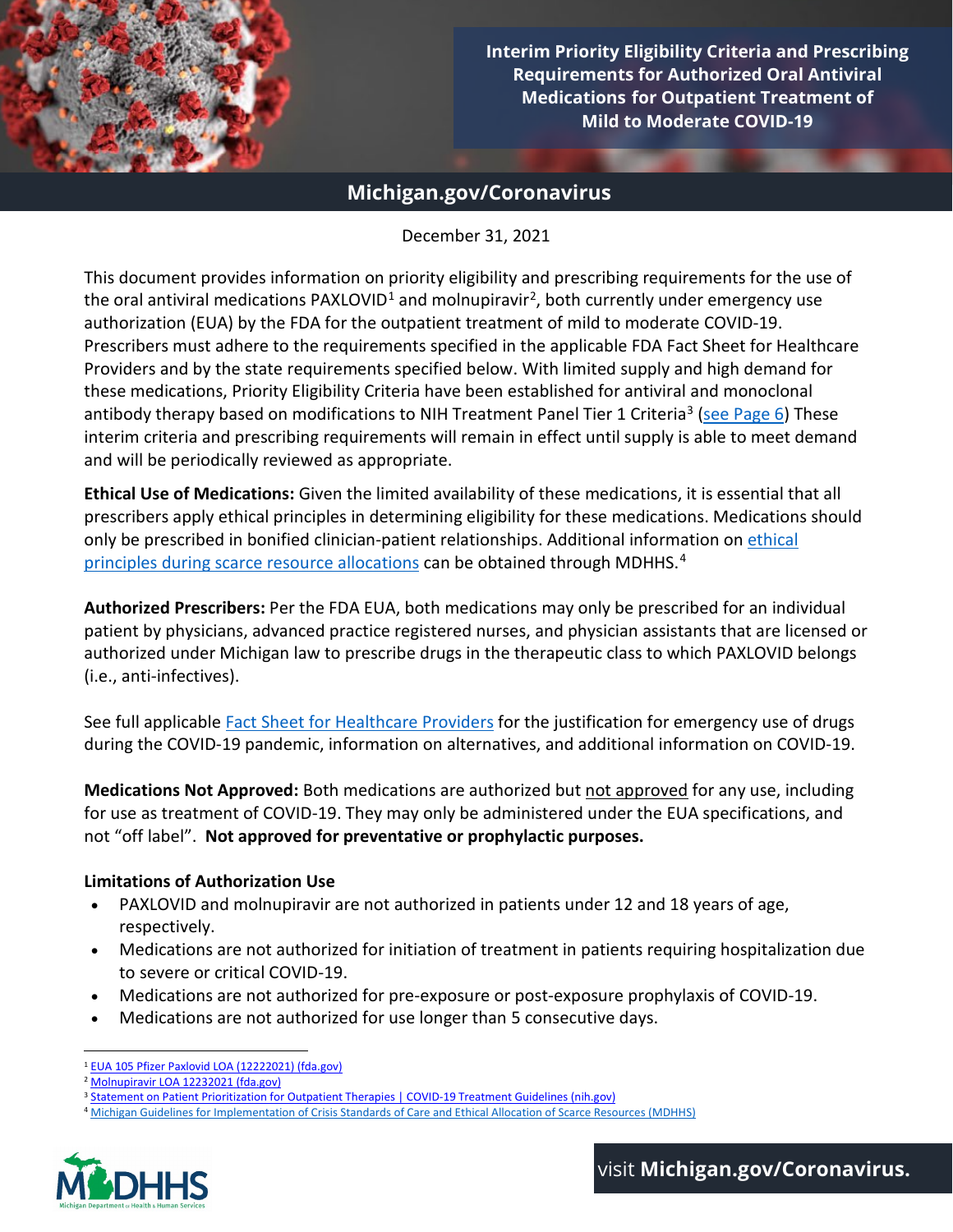# Interim Priority Eligibility Criteria and Prescribing Requirements for Authorized Oral Antiviral Medications for Outpatient Treatment of Mild to Moderate COVID-19

**Michigan.gov/Coronavirus**

December 31, 2021

This document provides information on priority eligibility and prescribing requirements for the use of the oral antiviral medications PAXLOVID[1] and molnupiravir[2], both currently under emergency use authorization (EUA) by the FDA for the outpatient treatment of mild to moderate COVID-19. Prescribers must adhere to the requirements specified in the applicable FDA Fact Sheet for Healthcare Providers and by the state requirements specified below. With limited supply and high demand for these medications, Priority Eligibility Criteria have been established for antiviral and monoclonal antibody therapy based on modifications to NIH Treatment Panel Tier 1 Criteria[3] (see Page 6) These interim criteria and prescribing requirements will remain in effect until supply is able to meet demand and will be periodically reviewed as appropriate.

**Ethical Use of Medications:** Given the limited availability of these medications, it is essential that all prescribers apply ethical principles in determining eligibility for these medications. Medications should only be prescribed in bonified clinician-patient relationships. Additional information on ethical principles during scarce resource allocations can be obtained through MDHHS.[4]

**Authorized Prescribers:** Per the FDA EUA, both medications may only be prescribed for an individual patient by physicians, advanced practice registered nurses, and physician assistants that are licensed or authorized under Michigan law to prescribe drugs in the therapeutic class to which PAXLOVID belongs (i.e., anti-infectives).

See full applicable Fact Sheet for Healthcare Providers for the justification for emergency use of drugs during the COVID-19 pandemic, information on alternatives, and additional information on COVID-19.

**Medications Not Approved:** Both medications are authorized but not approved for any use, including for use as treatment of COVID-19. They may only be administered under the EUA specifications, and not "off label". **Not approved for preventative or prophylactic purposes.**

### Limitations of Authorization Use

- PAXLOVID and molnupiravir are not authorized in patients under 12 and 18 years of age, respectively.
- Medications are not authorized for initiation of treatment in patients requiring hospitalization due to severe or critical COVID-19.
- Medications are not authorized for pre-exposure or post-exposure prophylaxis of COVID-19.
- Medications are not authorized for use longer than 5 consecutive days.

---

[1] EUA 105 Pfizer Paxlovid LOA (12222021) (fda.gov)
[2] Molnupiravir LOA 12232021 (fda.gov)
[3] Statement on Patient Prioritization for Outpatient Therapies | COVID-19 Treatment Guidelines (nih.gov)
[4] Michigan Guidelines for Implementation of Crisis Standards of Care and Ethical Allocation of Scarce Resources (MDHHS)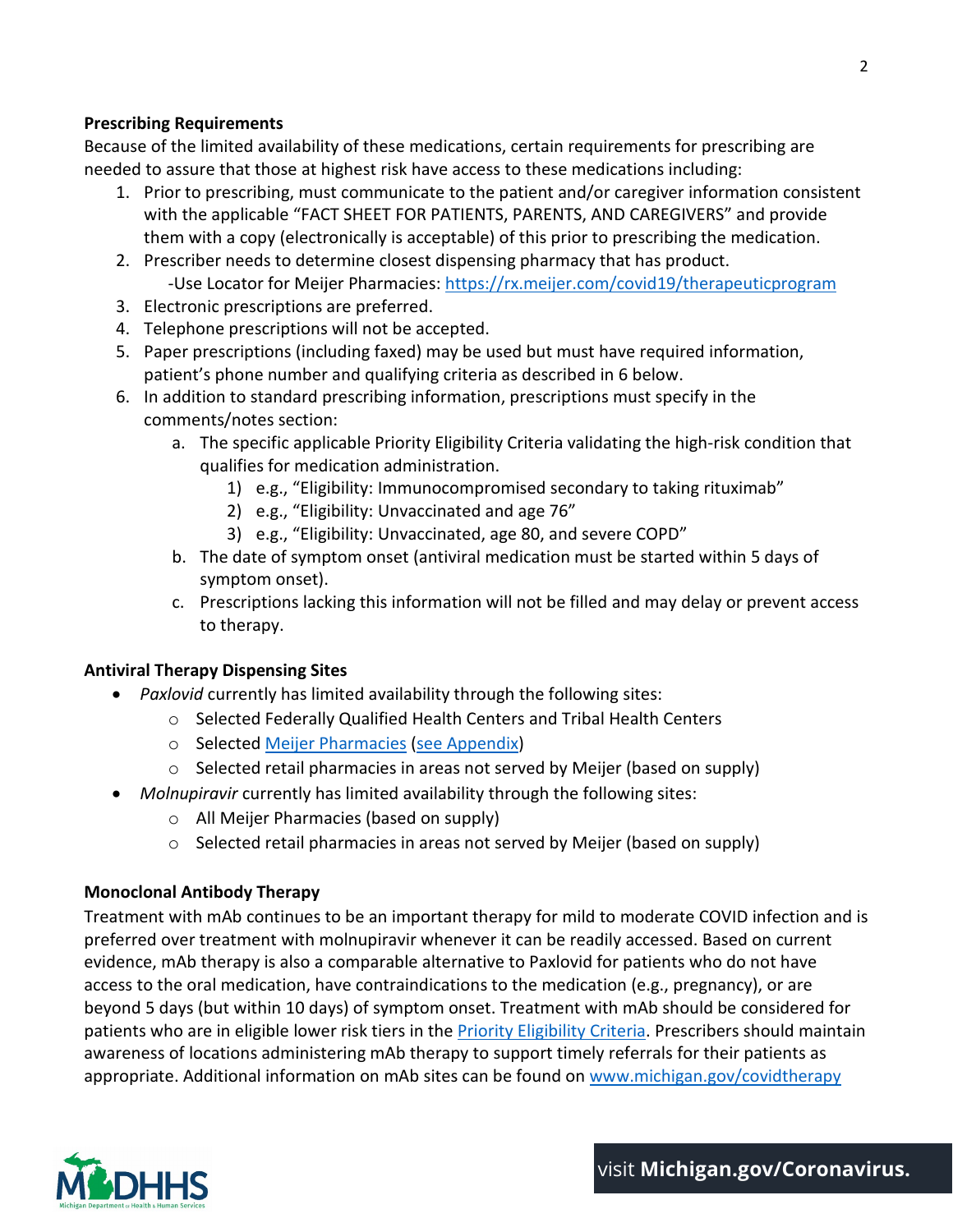**Prescribing Requirements**

Because of the limited availability of these medications, certain requirements for prescribing are needed to assure that those at highest risk have access to these medications including:

1. Prior to prescribing, must communicate to the patient and/or caregiver information consistent with the applicable "FACT SHEET FOR PATIENTS, PARENTS, AND CAREGIVERS" and provide them with a copy (electronically is acceptable) of this prior to prescribing the medication.
2. Prescriber needs to determine closest dispensing pharmacy that has product.
   -Use Locator for Meijer Pharmacies: [https://rx.meijer.com/covid19/therapeuticprogram](https://rx.meijer.com/covid19/therapeuticprogram)
3. Electronic prescriptions are preferred.
4. Telephone prescriptions will not be accepted.
5. Paper prescriptions (including faxed) may be used but must have required information, patient's phone number and qualifying criteria as described in 6 below.
6. In addition to standard prescribing information, prescriptions must specify in the comments/notes section:
   a. The specific applicable Priority Eligibility Criteria validating the high-risk condition that qualifies for medication administration.
      1) e.g., "Eligibility: Immunocompromised secondary to taking rituximab"
      2) e.g., "Eligibility: Unvaccinated and age 76"
      3) e.g., "Eligibility: Unvaccinated, age 80, and severe COPD"
   b. The date of symptom onset (antiviral medication must be started within 5 days of symptom onset).
   c. Prescriptions lacking this information will not be filled and may delay or prevent access to therapy.

**Antiviral Therapy Dispensing Sites**

- *Paxlovid* currently has limited availability through the following sites:
  - Selected Federally Qualified Health Centers and Tribal Health Centers
  - Selected Meijer Pharmacies (see Appendix)
  - Selected retail pharmacies in areas not served by Meijer (based on supply)
- *Molnupiravir* currently has limited availability through the following sites:
  - All Meijer Pharmacies (based on supply)
  - Selected retail pharmacies in areas not served by Meijer (based on supply)

**Monoclonal Antibody Therapy**

Treatment with mAb continues to be an important therapy for mild to moderate COVID infection and is preferred over treatment with molnupiravir whenever it can be readily accessed. Based on current evidence, mAb therapy is also a comparable alternative to Paxlovid for patients who do not have access to the oral medication, have contraindications to the medication (e.g., pregnancy), or are beyond 5 days (but within 10 days) of symptom onset. Treatment with mAb should be considered for patients who are in eligible lower risk tiers in the Priority Eligibility Criteria. Prescribers should maintain awareness of locations administering mAb therapy to support timely referrals for their patients as appropriate. Additional information on mAb sites can be found on [www.michigan.gov/covidtherapy](http://www.michigan.gov/covidtherapy)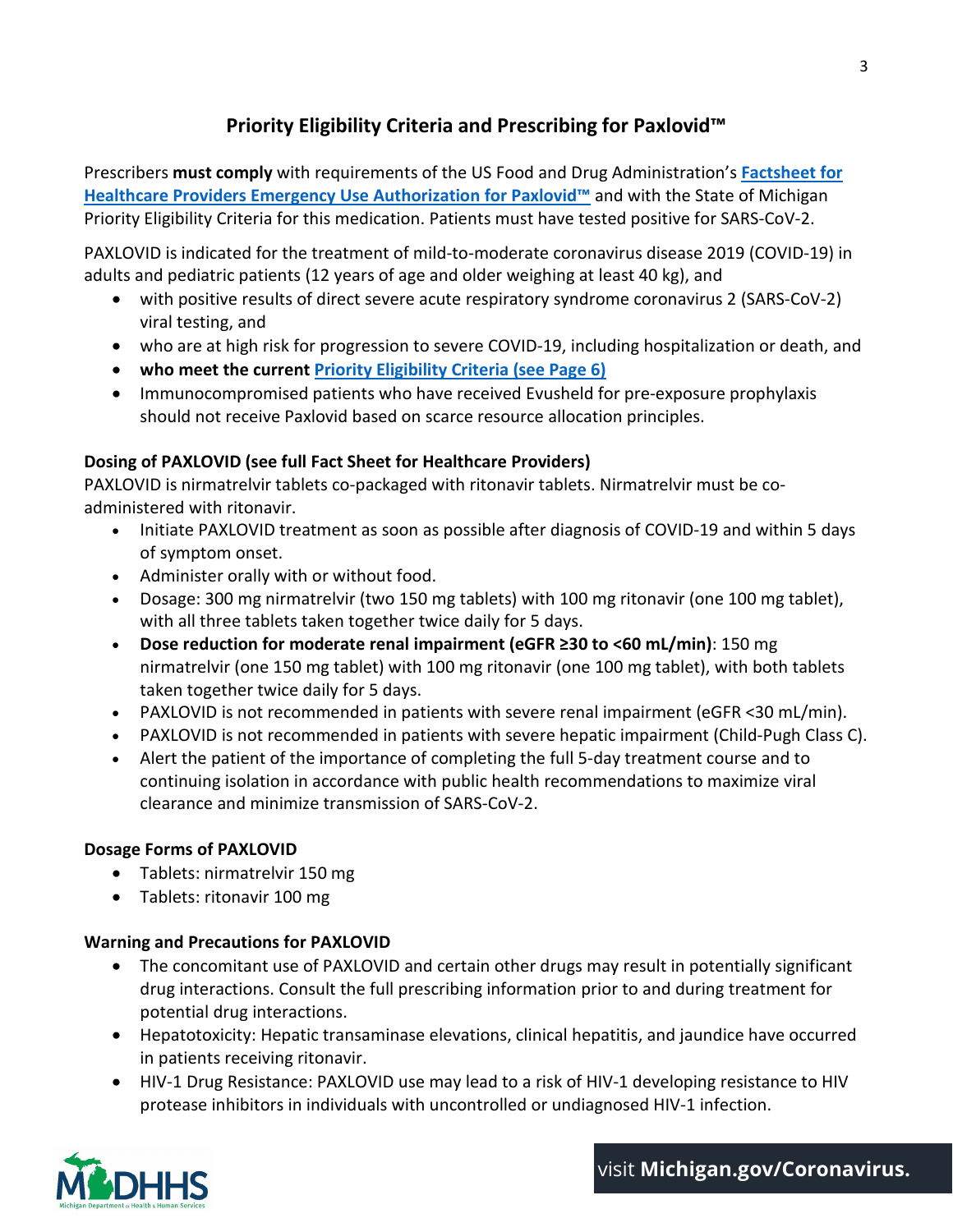## Priority Eligibility Criteria and Prescribing for Paxlovid™

Prescribers **must comply** with requirements of the US Food and Drug Administration's **[Factsheet for Healthcare Providers Emergency Use Authorization for Paxlovid™]** and with the State of Michigan Priority Eligibility Criteria for this medication. Patients must have tested positive for SARS-CoV-2.

PAXLOVID is indicated for the treatment of mild-to-moderate coronavirus disease 2019 (COVID-19) in adults and pediatric patients (12 years of age and older weighing at least 40 kg), and

- with positive results of direct severe acute respiratory syndrome coronavirus 2 (SARS-CoV-2) viral testing, and
- who are at high risk for progression to severe COVID-19, including hospitalization or death, and
- **who meet the current [Priority Eligibility Criteria (see Page 6)]**
- Immunocompromised patients who have received Evusheld for pre-exposure prophylaxis should not receive Paxlovid based on scarce resource allocation principles.

### Dosing of PAXLOVID (see full Fact Sheet for Healthcare Providers)

PAXLOVID is nirmatrelvir tablets co-packaged with ritonavir tablets. Nirmatrelvir must be co-administered with ritonavir.

- Initiate PAXLOVID treatment as soon as possible after diagnosis of COVID-19 and within 5 days of symptom onset.
- Administer orally with or without food.
- Dosage: 300 mg nirmatrelvir (two 150 mg tablets) with 100 mg ritonavir (one 100 mg tablet), with all three tablets taken together twice daily for 5 days.
- **Dose reduction for moderate renal impairment (eGFR ≥30 to <60 mL/min)**: 150 mg nirmatrelvir (one 150 mg tablet) with 100 mg ritonavir (one 100 mg tablet), with both tablets taken together twice daily for 5 days.
- PAXLOVID is not recommended in patients with severe renal impairment (eGFR <30 mL/min).
- PAXLOVID is not recommended in patients with severe hepatic impairment (Child-Pugh Class C).
- Alert the patient of the importance of completing the full 5-day treatment course and to continuing isolation in accordance with public health recommendations to maximize viral clearance and minimize transmission of SARS-CoV-2.

### Dosage Forms of PAXLOVID

- Tablets: nirmatrelvir 150 mg
- Tablets: ritonavir 100 mg

### Warning and Precautions for PAXLOVID

- The concomitant use of PAXLOVID and certain other drugs may result in potentially significant drug interactions. Consult the full prescribing information prior to and during treatment for potential drug interactions.
- Hepatotoxicity: Hepatic transaminase elevations, clinical hepatitis, and jaundice have occurred in patients receiving ritonavir.
- HIV-1 Drug Resistance: PAXLOVID use may lead to a risk of HIV-1 developing resistance to HIV protease inhibitors in individuals with uncontrolled or undiagnosed HIV-1 infection.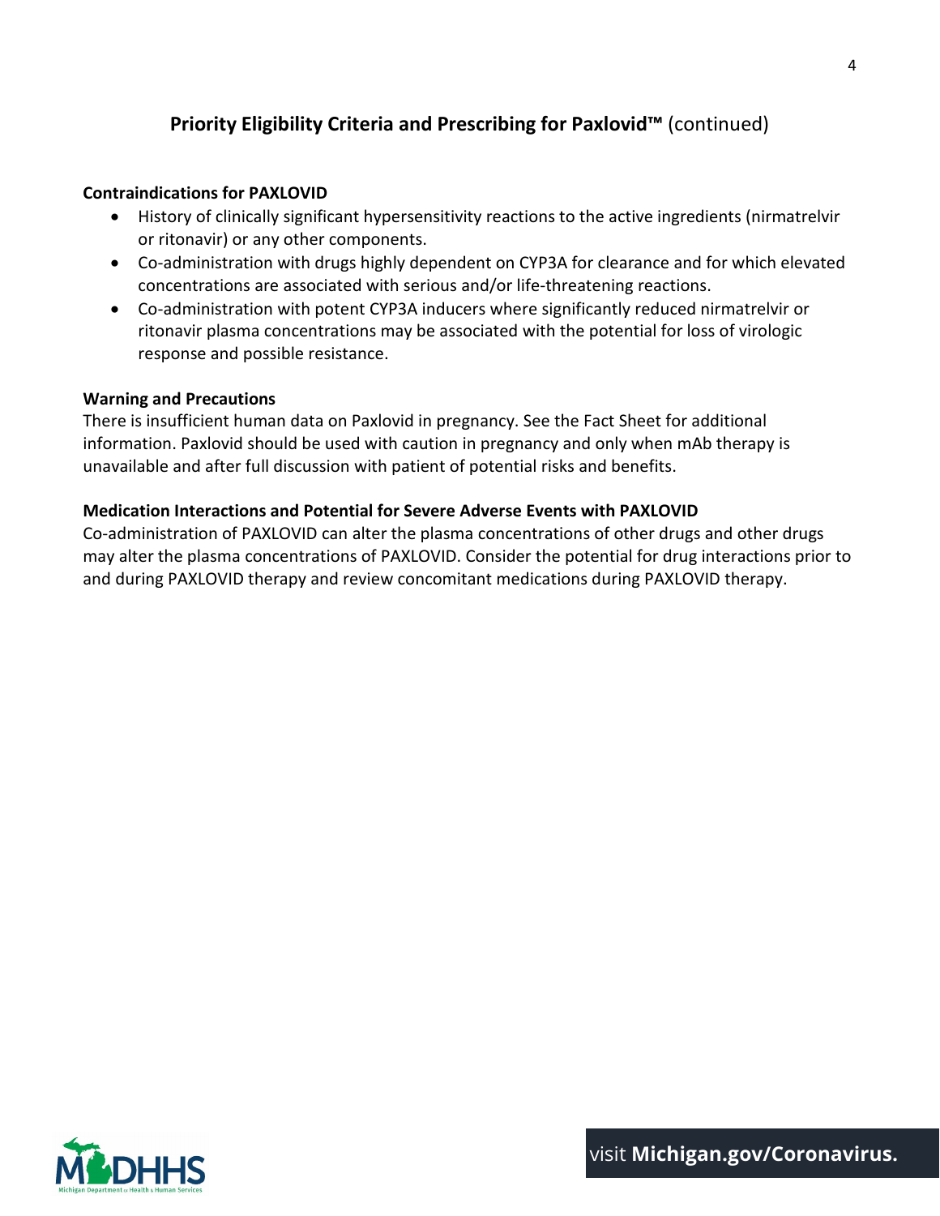## Priority Eligibility Criteria and Prescribing for Paxlovid™ (continued)

**Contraindications for PAXLOVID**

- History of clinically significant hypersensitivity reactions to the active ingredients (nirmatrelvir or ritonavir) or any other components.
- Co-administration with drugs highly dependent on CYP3A for clearance and for which elevated concentrations are associated with serious and/or life-threatening reactions.
- Co-administration with potent CYP3A inducers where significantly reduced nirmatrelvir or ritonavir plasma concentrations may be associated with the potential for loss of virologic response and possible resistance.

**Warning and Precautions**

There is insufficient human data on Paxlovid in pregnancy. See the Fact Sheet for additional information. Paxlovid should be used with caution in pregnancy and only when mAb therapy is unavailable and after full discussion with patient of potential risks and benefits.

**Medication Interactions and Potential for Severe Adverse Events with PAXLOVID**

Co-administration of PAXLOVID can alter the plasma concentrations of other drugs and other drugs may alter the plasma concentrations of PAXLOVID. Consider the potential for drug interactions prior to and during PAXLOVID therapy and review concomitant medications during PAXLOVID therapy.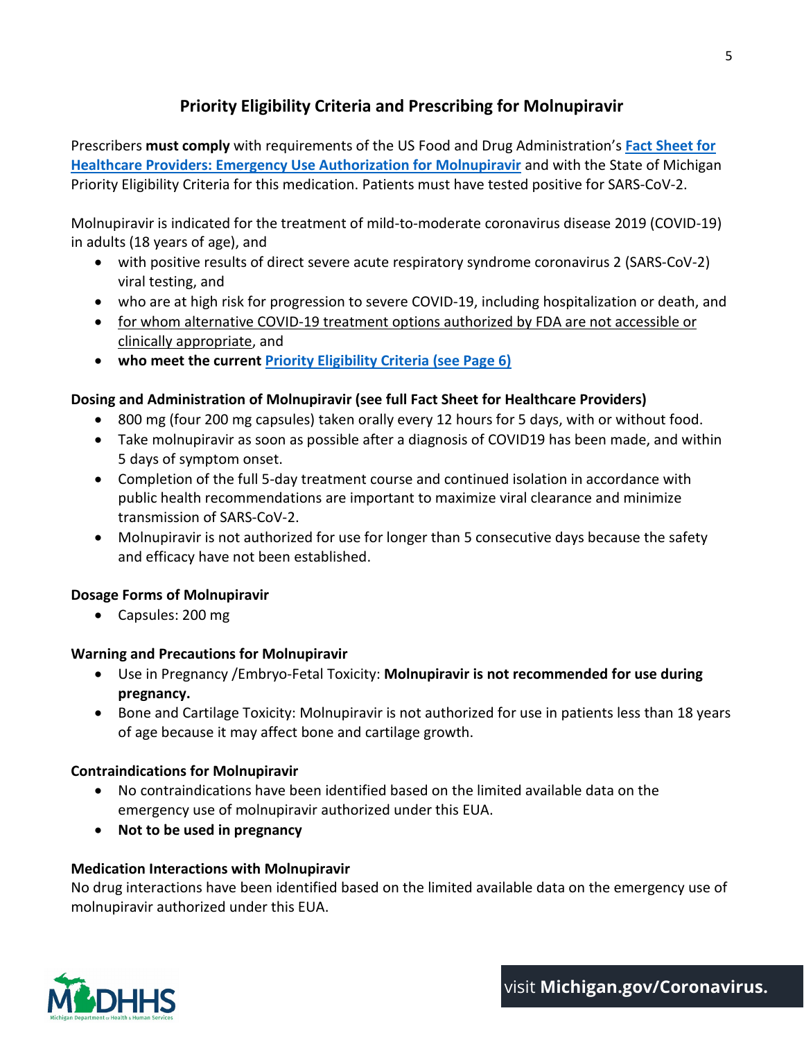# Priority Eligibility Criteria and Prescribing for Molnupiravir

Prescribers **must comply** with requirements of the US Food and Drug Administration's **Fact Sheet for Healthcare Providers: Emergency Use Authorization for Molnupiravir** and with the State of Michigan Priority Eligibility Criteria for this medication. Patients must have tested positive for SARS-CoV-2.

Molnupiravir is indicated for the treatment of mild-to-moderate coronavirus disease 2019 (COVID-19) in adults (18 years of age), and

- with positive results of direct severe acute respiratory syndrome coronavirus 2 (SARS-CoV-2) viral testing, and
- who are at high risk for progression to severe COVID-19, including hospitalization or death, and
- for whom alternative COVID-19 treatment options authorized by FDA are not accessible or clinically appropriate, and
- **who meet the current Priority Eligibility Criteria (see Page 6)**

**Dosing and Administration of Molnupiravir (see full Fact Sheet for Healthcare Providers)**

- 800 mg (four 200 mg capsules) taken orally every 12 hours for 5 days, with or without food.
- Take molnupiravir as soon as possible after a diagnosis of COVID19 has been made, and within 5 days of symptom onset.
- Completion of the full 5-day treatment course and continued isolation in accordance with public health recommendations are important to maximize viral clearance and minimize transmission of SARS-CoV-2.
- Molnupiravir is not authorized for use for longer than 5 consecutive days because the safety and efficacy have not been established.

**Dosage Forms of Molnupiravir**

- Capsules: 200 mg

**Warning and Precautions for Molnupiravir**

- Use in Pregnancy /Embryo-Fetal Toxicity: **Molnupiravir is not recommended for use during pregnancy.**
- Bone and Cartilage Toxicity: Molnupiravir is not authorized for use in patients less than 18 years of age because it may affect bone and cartilage growth.

**Contraindications for Molnupiravir**

- No contraindications have been identified based on the limited available data on the emergency use of molnupiravir authorized under this EUA.
- **Not to be used in pregnancy**

**Medication Interactions with Molnupiravir**

No drug interactions have been identified based on the limited available data on the emergency use of molnupiravir authorized under this EUA.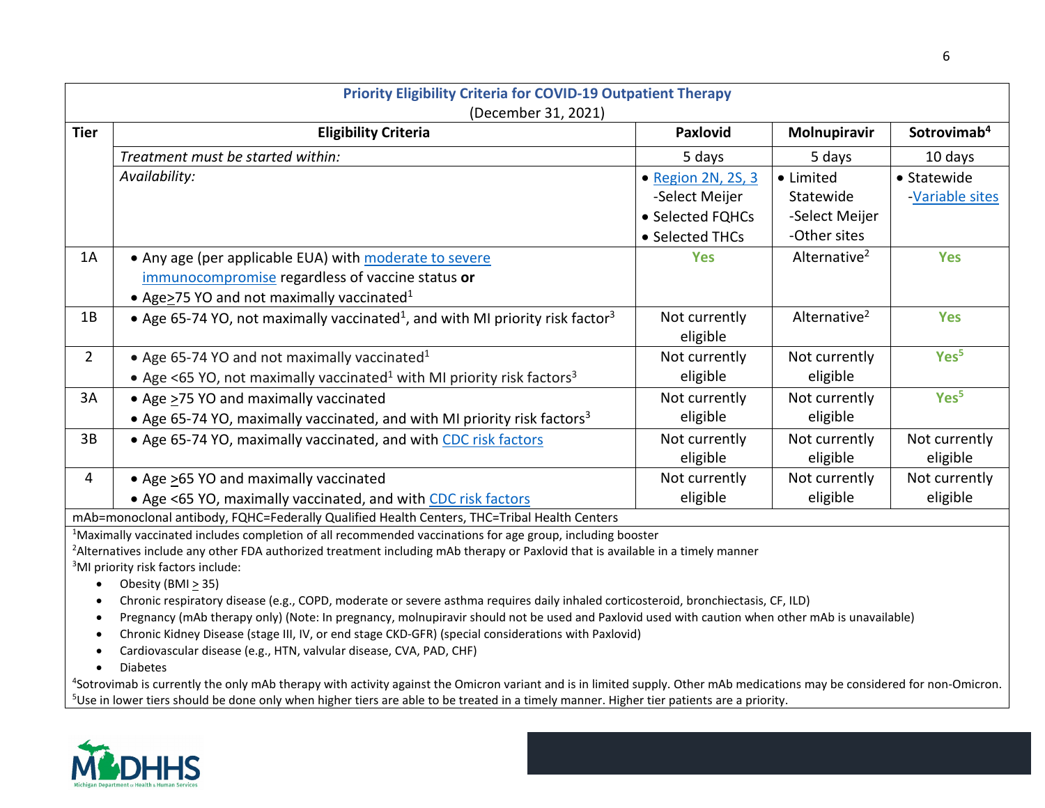**Priority Eligibility Criteria for COVID-19 Outpatient Therapy**
(December 31, 2021)

| Tier | Eligibility Criteria | Paxlovid | Molnupiravir | Sotrovimab[4] |
|---|---|---|---|---|
| | *Treatment must be started within:* | 5 days | 5 days | 10 days |
| | *Availability:* | • Region 2N, 2S, 3 -Select Meijer • Selected FQHCs • Selected THCs | • Limited Statewide -Select Meijer -Other sites | • Statewide -Variable sites |
| 1A | • Any age (per applicable EUA) with moderate to severe immunocompromise regardless of vaccine status **or** • Age≥75 YO and not maximally vaccinated[1] | Yes | Alternative[2] | Yes |
| 1B | • Age 65-74 YO, not maximally vaccinated[1], and with MI priority risk factor[3] | Not currently eligible | Alternative[2] | Yes |
| 2 | • Age 65-74 YO and not maximally vaccinated[1] • Age <65 YO, not maximally vaccinated[1] with MI priority risk factors[3] | Not currently eligible | Not currently eligible | Yes[5] |
| 3A | • Age ≥75 YO and maximally vaccinated • Age 65-74 YO, maximally vaccinated, and with MI priority risk factors[3] | Not currently eligible | Not currently eligible | Yes[5] |
| 3B | • Age 65-74 YO, maximally vaccinated, and with CDC risk factors | Not currently eligible | Not currently eligible | Not currently eligible |
| 4 | • Age ≥65 YO and maximally vaccinated • Age <65 YO, maximally vaccinated, and with CDC risk factors | Not currently eligible | Not currently eligible | Not currently eligible |

mAb=monoclonal antibody, FQHC=Federally Qualified Health Centers, THC=Tribal Health Centers

[1]Maximally vaccinated includes completion of all recommended vaccinations for age group, including booster

[2]Alternatives include any other FDA authorized treatment including mAb therapy or Paxlovid that is available in a timely manner

[3]MI priority risk factors include:

- Obesity (BMI ≥ 35)
- Chronic respiratory disease (e.g., COPD, moderate or severe asthma requires daily inhaled corticosteroid, bronchiectasis, CF, ILD)
- Pregnancy (mAb therapy only) (Note: In pregnancy, molnupiravir should not be used and Paxlovid used with caution when other mAb is unavailable)
- Chronic Kidney Disease (stage III, IV, or end stage CKD-GFR) (special considerations with Paxlovid)
- Cardiovascular disease (e.g., HTN, valvular disease, CVA, PAD, CHF)
- Diabetes

[4]Sotrovimab is currently the only mAb therapy with activity against the Omicron variant and is in limited supply. Other mAb medications may be considered for non-Omicron.

[5]Use in lower tiers should be done only when higher tiers are able to be treated in a timely manner. Higher tier patients are a priority.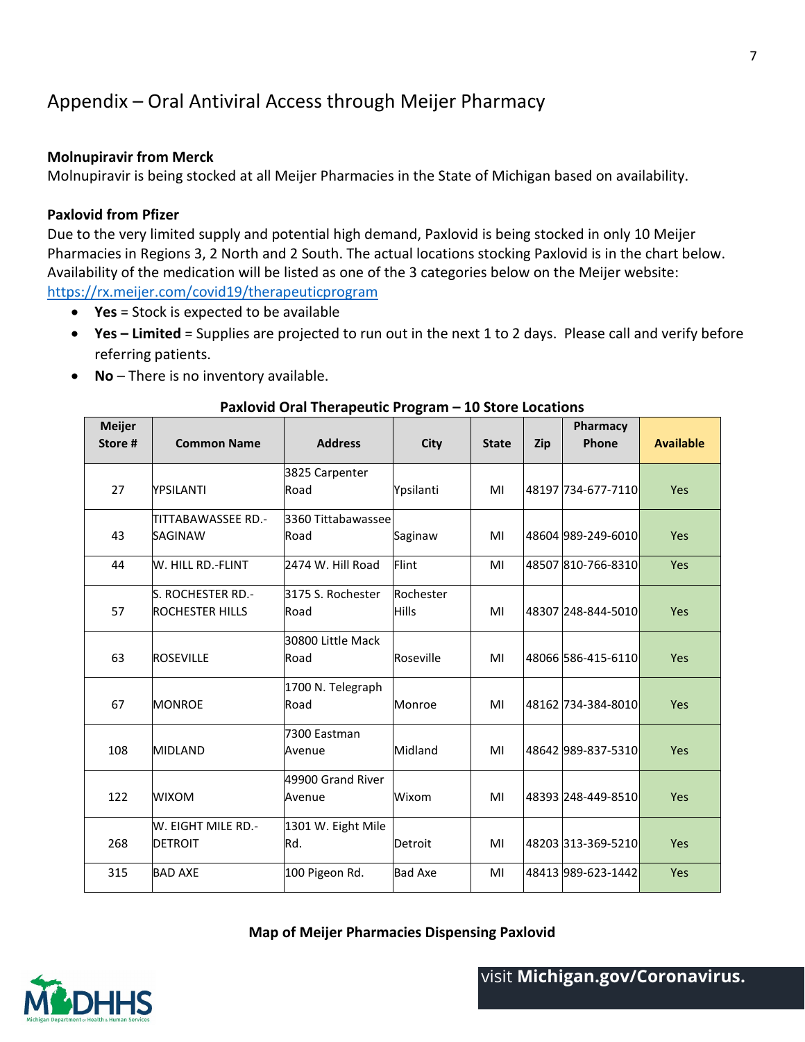# Appendix – Oral Antiviral Access through Meijer Pharmacy

**Molnupiravir from Merck**

Molnupiravir is being stocked at all Meijer Pharmacies in the State of Michigan based on availability.

**Paxlovid from Pfizer**

Due to the very limited supply and potential high demand, Paxlovid is being stocked in only 10 Meijer Pharmacies in Regions 3, 2 North and 2 South. The actual locations stocking Paxlovid is in the chart below. Availability of the medication will be listed as one of the 3 categories below on the Meijer website: https://rx.meijer.com/covid19/therapeuticprogram

- **Yes** = Stock is expected to be available
- **Yes – Limited** = Supplies are projected to run out in the next 1 to 2 days. Please call and verify before referring patients.
- **No** – There is no inventory available.

**Paxlovid Oral Therapeutic Program – 10 Store Locations**

| Meijer Store # | Common Name | Address | City | State | Zip | Pharmacy Phone | Available |
|---|---|---|---|---|---|---|---|
| 27 | YPSILANTI | 3825 Carpenter Road | Ypsilanti | MI | 48197 | 734-677-7110 | Yes |
| 43 | TITTABAWASSEE RD.-SAGINAW | 3360 Tittabawassee Road | Saginaw | MI | 48604 | 989-249-6010 | Yes |
| 44 | W. HILL RD.-FLINT | 2474 W. Hill Road | Flint | MI | 48507 | 810-766-8310 | Yes |
| 57 | S. ROCHESTER RD.-ROCHESTER HILLS | 3175 S. Rochester Road | Rochester Hills | MI | 48307 | 248-844-5010 | Yes |
| 63 | ROSEVILLE | 30800 Little Mack Road | Roseville | MI | 48066 | 586-415-6110 | Yes |
| 67 | MONROE | 1700 N. Telegraph Road | Monroe | MI | 48162 | 734-384-8010 | Yes |
| 108 | MIDLAND | 7300 Eastman Avenue | Midland | MI | 48642 | 989-837-5310 | Yes |
| 122 | WIXOM | 49900 Grand River Avenue | Wixom | MI | 48393 | 248-449-8510 | Yes |
| 268 | W. EIGHT MILE RD.-DETROIT | 1301 W. Eight Mile Rd. | Detroit | MI | 48203 | 313-369-5210 | Yes |
| 315 | BAD AXE | 100 Pigeon Rd. | Bad Axe | MI | 48413 | 989-623-1442 | Yes |

**Map of Meijer Pharmacies Dispensing Paxlovid**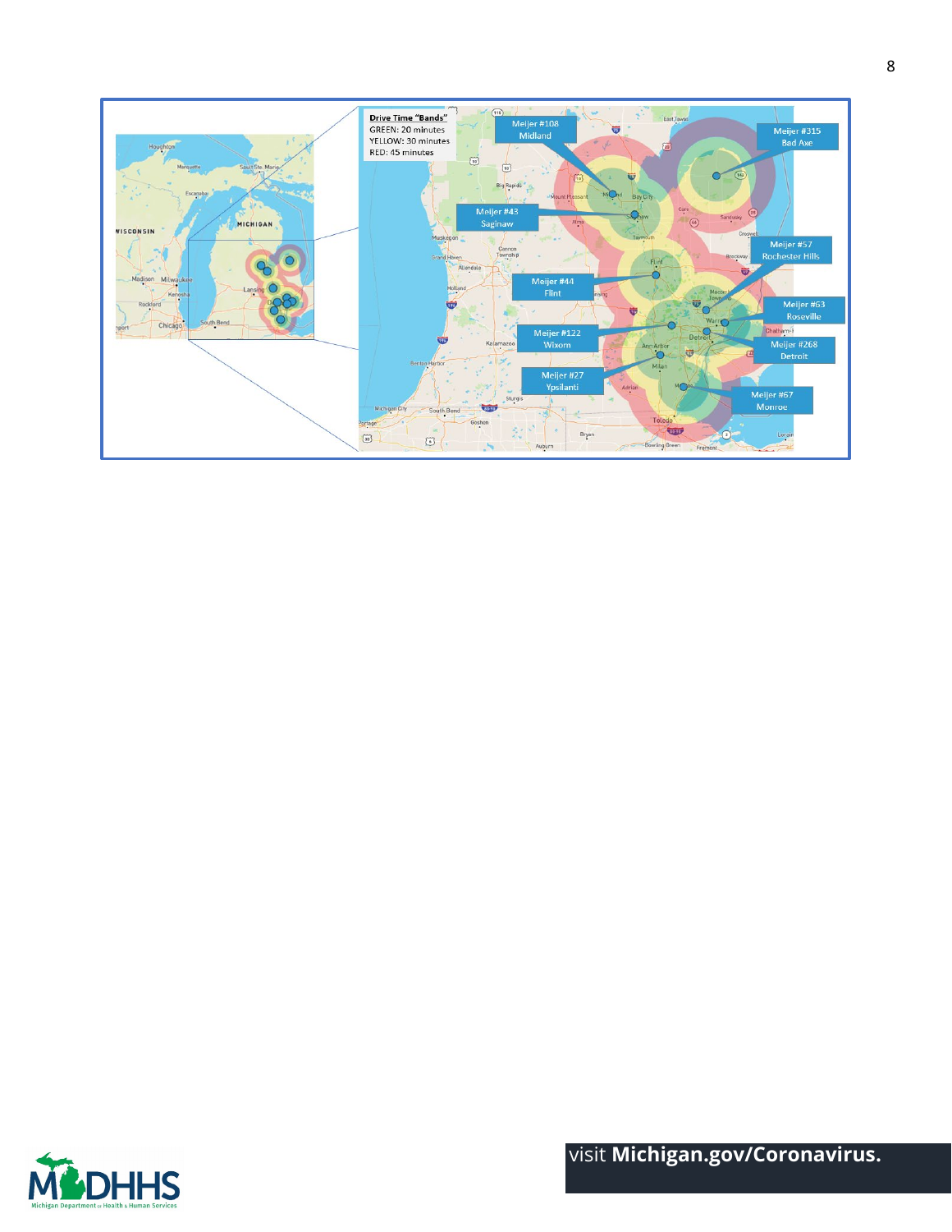Drive Time "Bands"
GREEN: 20 minutes
YELLOW: 30 minutes
RED: 45 minutes

Meijer #108 Midland

Meijer #315 Bad Axe

Meijer #43 Saginaw

Meijer #57 Rochester Hills

Meijer #44 Flint

Meijer #63 Roseville

Meijer #122 Wixom

Meijer #268 Detroit

Meijer #27 Ypsilanti

Meijer #67 Monroe

visit **Michigan.gov/Coronavirus.**